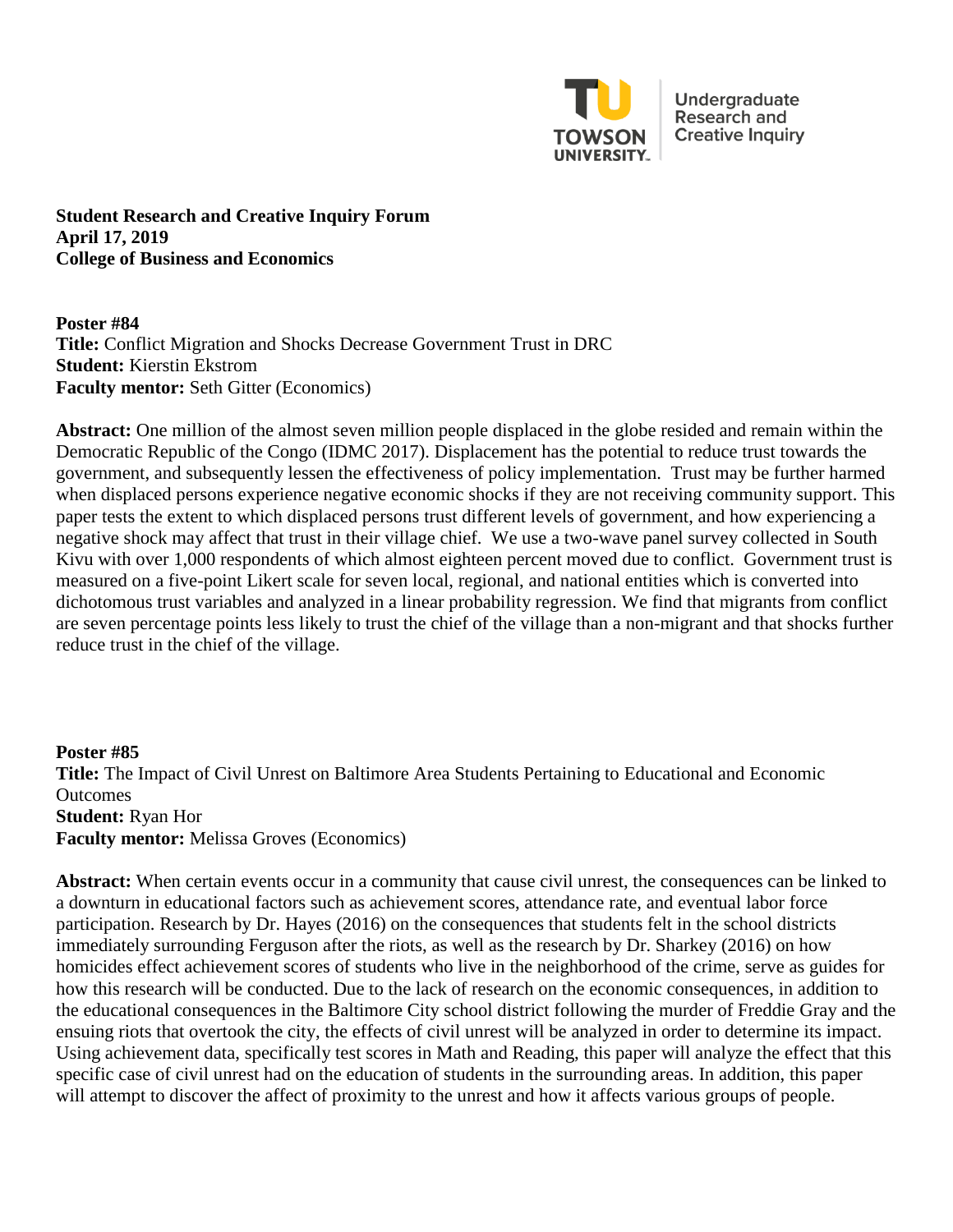Undergraduate Research and Creative Inquiry

**Student Research and Creative Inquiry Forum**
**April 17, 2019**
**College of Business and Economics**

**Poster #84**
**Title:** Conflict Migration and Shocks Decrease Government Trust in DRC
**Student:** Kierstin Ekstrom
**Faculty mentor:** Seth Gitter (Economics)

**Abstract:** One million of the almost seven million people displaced in the globe resided and remain within the Democratic Republic of the Congo (IDMC 2017). Displacement has the potential to reduce trust towards the government, and subsequently lessen the effectiveness of policy implementation. Trust may be further harmed when displaced persons experience negative economic shocks if they are not receiving community support. This paper tests the extent to which displaced persons trust different levels of government, and how experiencing a negative shock may affect that trust in their village chief. We use a two-wave panel survey collected in South Kivu with over 1,000 respondents of which almost eighteen percent moved due to conflict. Government trust is measured on a five-point Likert scale for seven local, regional, and national entities which is converted into dichotomous trust variables and analyzed in a linear probability regression. We find that migrants from conflict are seven percentage points less likely to trust the chief of the village than a non-migrant and that shocks further reduce trust in the chief of the village.

**Poster #85**
**Title:** The Impact of Civil Unrest on Baltimore Area Students Pertaining to Educational and Economic Outcomes
**Student:** Ryan Hor
**Faculty mentor:** Melissa Groves (Economics)

**Abstract:** When certain events occur in a community that cause civil unrest, the consequences can be linked to a downturn in educational factors such as achievement scores, attendance rate, and eventual labor force participation. Research by Dr. Hayes (2016) on the consequences that students felt in the school districts immediately surrounding Ferguson after the riots, as well as the research by Dr. Sharkey (2016) on how homicides effect achievement scores of students who live in the neighborhood of the crime, serve as guides for how this research will be conducted. Due to the lack of research on the economic consequences, in addition to the educational consequences in the Baltimore City school district following the murder of Freddie Gray and the ensuing riots that overtook the city, the effects of civil unrest will be analyzed in order to determine its impact. Using achievement data, specifically test scores in Math and Reading, this paper will analyze the effect that this specific case of civil unrest had on the education of students in the surrounding areas. In addition, this paper will attempt to discover the affect of proximity to the unrest and how it affects various groups of people.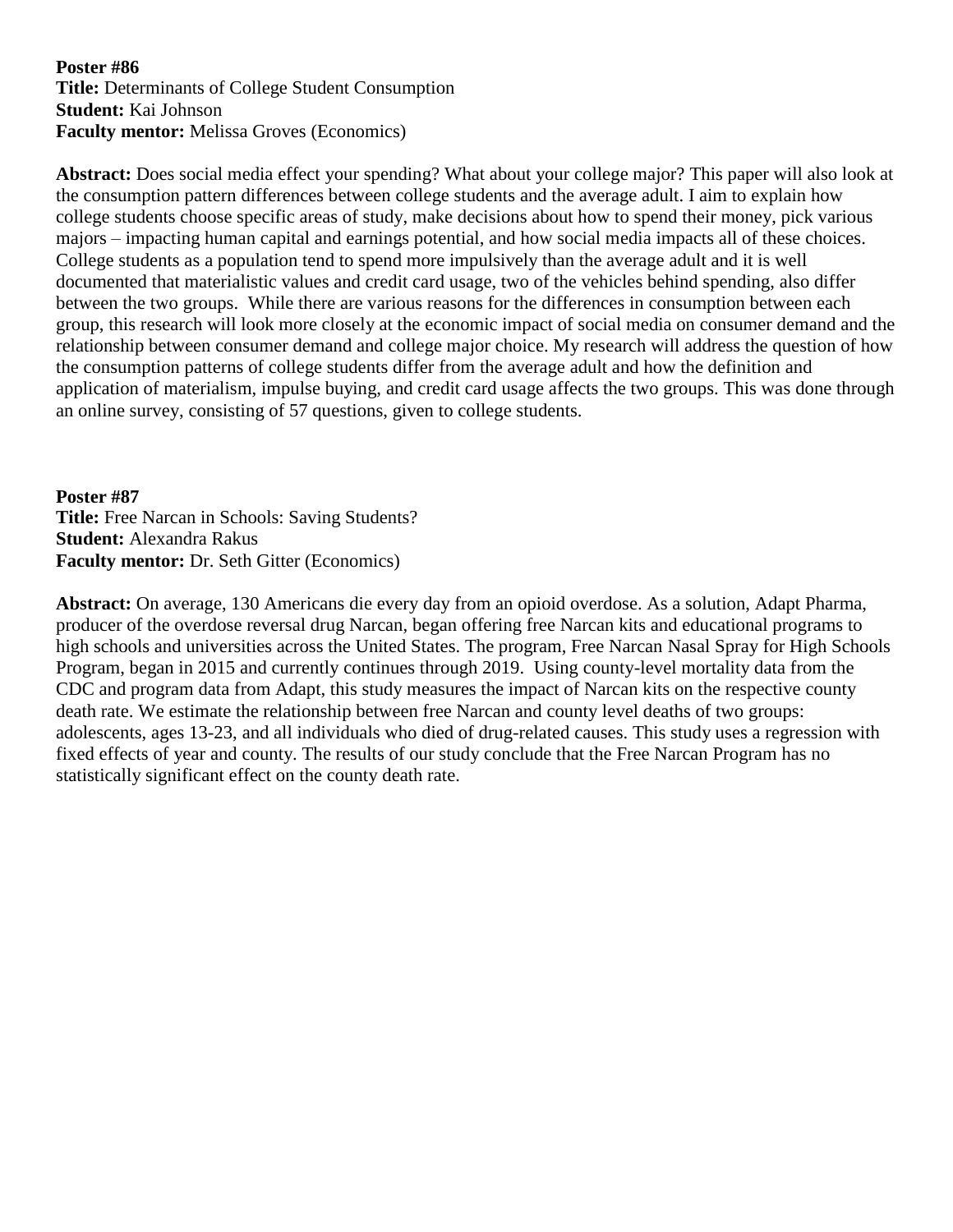**Poster #86**
**Title:** Determinants of College Student Consumption
**Student:** Kai Johnson
**Faculty mentor:** Melissa Groves (Economics)

**Abstract:** Does social media effect your spending? What about your college major? This paper will also look at the consumption pattern differences between college students and the average adult. I aim to explain how college students choose specific areas of study, make decisions about how to spend their money, pick various majors – impacting human capital and earnings potential, and how social media impacts all of these choices. College students as a population tend to spend more impulsively than the average adult and it is well documented that materialistic values and credit card usage, two of the vehicles behind spending, also differ between the two groups. While there are various reasons for the differences in consumption between each group, this research will look more closely at the economic impact of social media on consumer demand and the relationship between consumer demand and college major choice. My research will address the question of how the consumption patterns of college students differ from the average adult and how the definition and application of materialism, impulse buying, and credit card usage affects the two groups. This was done through an online survey, consisting of 57 questions, given to college students.

**Poster #87**
**Title:** Free Narcan in Schools: Saving Students?
**Student:** Alexandra Rakus
**Faculty mentor:** Dr. Seth Gitter (Economics)

**Abstract:** On average, 130 Americans die every day from an opioid overdose. As a solution, Adapt Pharma, producer of the overdose reversal drug Narcan, began offering free Narcan kits and educational programs to high schools and universities across the United States. The program, Free Narcan Nasal Spray for High Schools Program, began in 2015 and currently continues through 2019. Using county-level mortality data from the CDC and program data from Adapt, this study measures the impact of Narcan kits on the respective county death rate. We estimate the relationship between free Narcan and county level deaths of two groups: adolescents, ages 13-23, and all individuals who died of drug-related causes. This study uses a regression with fixed effects of year and county. The results of our study conclude that the Free Narcan Program has no statistically significant effect on the county death rate.